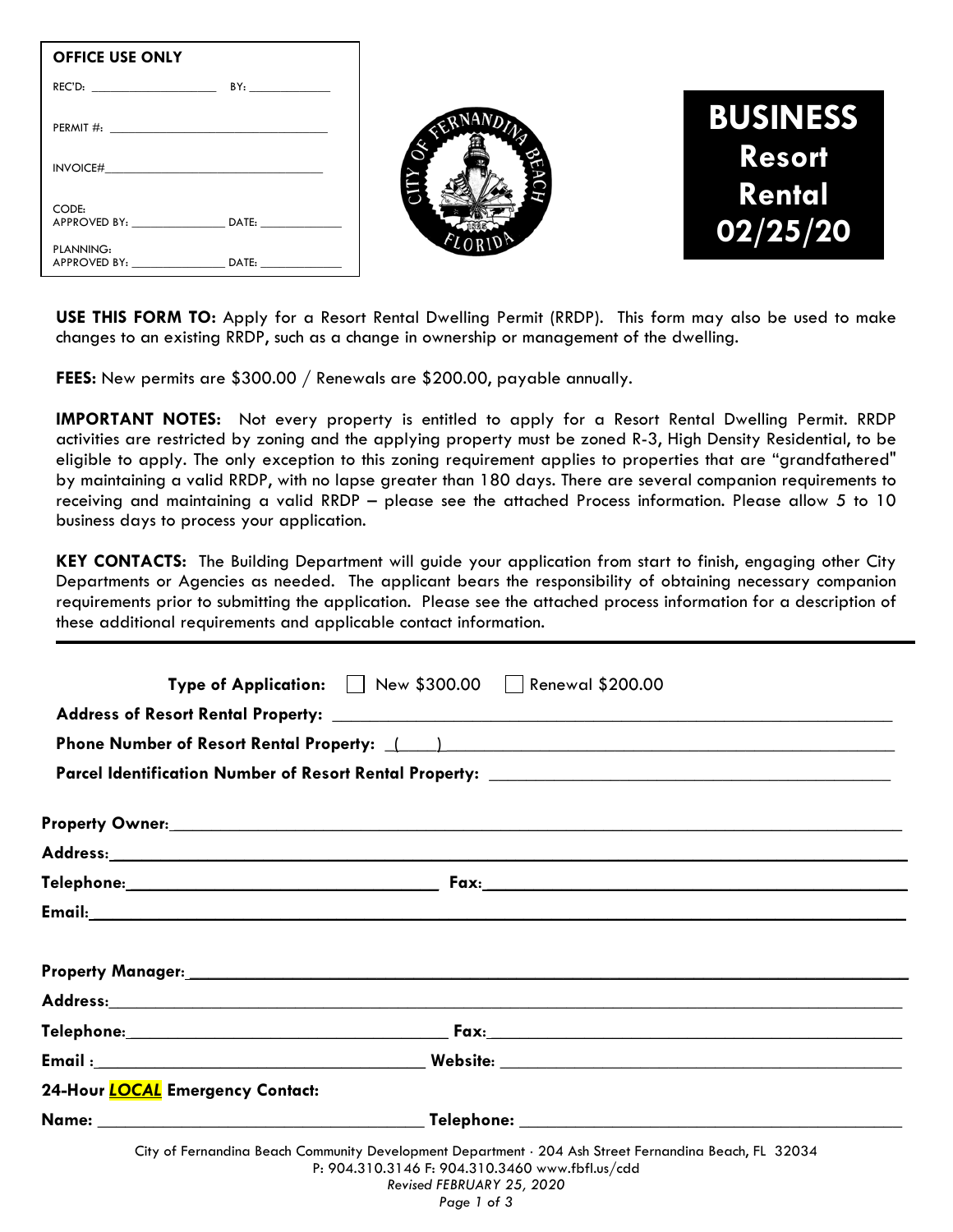| OFFICE USE ONLY | |
|---|---|
| REC'D: ____________ | BY: ____________ |
| PERMIT #: ____________ | |
| INVOICE# ____________ | |
| CODE: APPROVED BY: ____________ | DATE: ____________ |
| PLANNING: APPROVED BY: ____________ | DATE: ____________ |

# BUSINESS Resort Rental 02/25/20

**USE THIS FORM TO:** Apply for a Resort Rental Dwelling Permit (RRDP). This form may also be used to make changes to an existing RRDP, such as a change in ownership or management of the dwelling.

**FEES:** New permits are $300.00 / Renewals are $200.00, payable annually.

**IMPORTANT NOTES:** Not every property is entitled to apply for a Resort Rental Dwelling Permit. RRDP activities are restricted by zoning and the applying property must be zoned R-3, High Density Residential, to be eligible to apply. The only exception to this zoning requirement applies to properties that are "grandfathered" by maintaining a valid RRDP, with no lapse greater than 180 days. There are several companion requirements to receiving and maintaining a valid RRDP – please see the attached Process information. Please allow 5 to 10 business days to process your application.

**KEY CONTACTS:** The Building Department will guide your application from start to finish, engaging other City Departments or Agencies as needed. The applicant bears the responsibility of obtaining necessary companion requirements prior to submitting the application. Please see the attached process information for a description of these additional requirements and applicable contact information.

---

**Type of Application:** ☐ New $300.00 ☐ Renewal $200.00

**Address of Resort Rental Property:** ____________________

**Phone Number of Resort Rental Property:** (____) ____________________

**Parcel Identification Number of Resort Rental Property:** ____________________

**Property Owner:** ____________________

**Address:** ____________________

**Telephone:** ____________________ **Fax:** ____________________

**Email:** ____________________

**Property Manager:** ____________________

**Address:** ____________________

**Telephone:** ____________________ **Fax:** ____________________

**Email :** ____________________ **Website:** ____________________

**24-Hour *LOCAL* Emergency Contact:**

**Name:** ____________________ **Telephone:** ____________________

City of Fernandina Beach Community Development Department · 204 Ash Street Fernandina Beach, FL 32034
P: 904.310.3146 F: 904.310.3460 www.fbfl.us/cdd
*Revised FEBRUARY 25, 2020*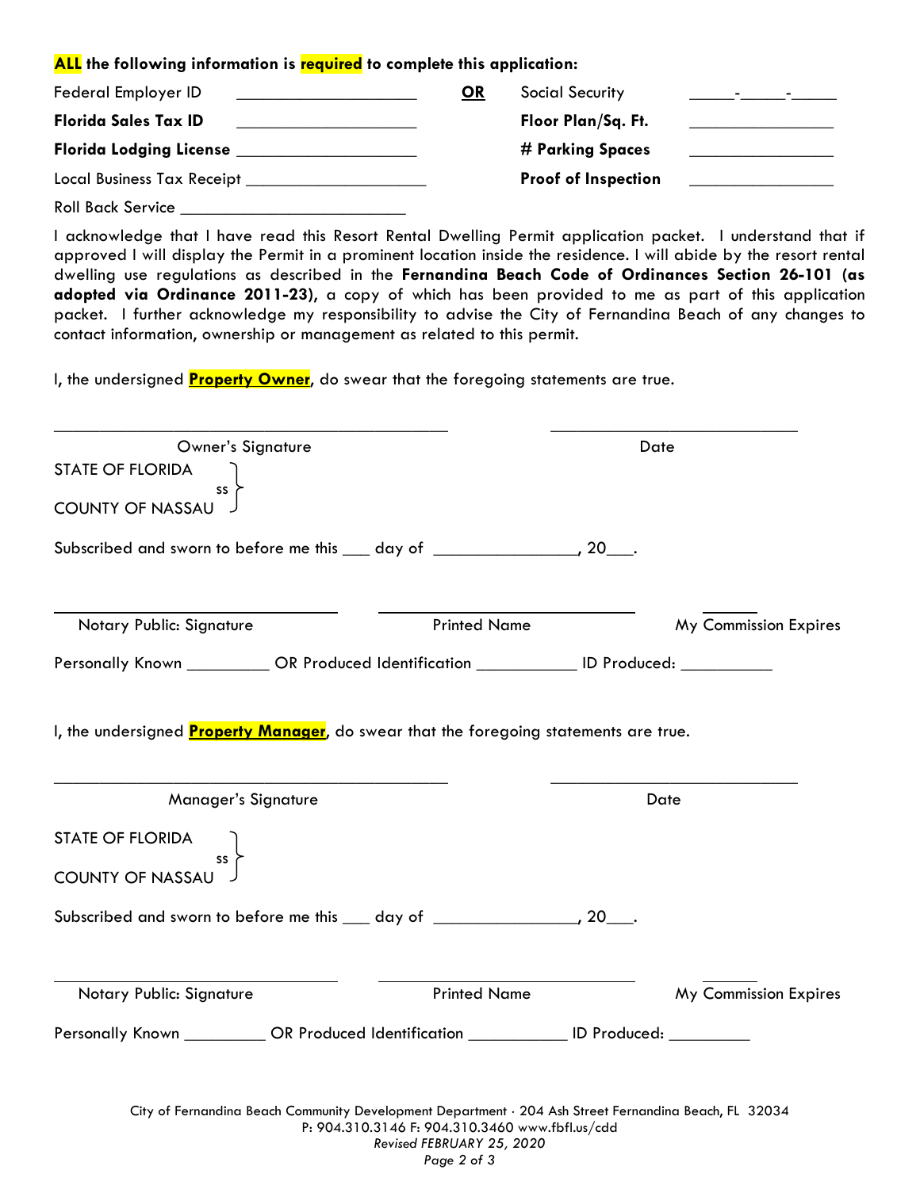**ALL the following information is required to complete this application:**

Federal Employer ID ____________________ **OR** Social Security _____-_____-_____

**Florida Sales Tax ID** ____________________ **Floor Plan/Sq. Ft.** ________________

**Florida Lodging License** ____________________ **# Parking Spaces** ________________

Local Business Tax Receipt ____________________ **Proof of Inspection** ________________

Roll Back Service ________________________

I acknowledge that I have read this Resort Rental Dwelling Permit application packet. I understand that if approved I will display the Permit in a prominent location inside the residence. I will abide by the resort rental dwelling use regulations as described in the **Fernandina Beach Code of Ordinances Section 26-101 (as adopted via Ordinance 2011-23)**, a copy of which has been provided to me as part of this application packet. I further acknowledge my responsibility to advise the City of Fernandina Beach of any changes to contact information, ownership or management as related to this permit.

I, the undersigned **Property Owner**, do swear that the foregoing statements are true.

________________________________________ ____________________________

Owner's Signature Date

STATE OF FLORIDA
ss
COUNTY OF NASSAU

Subscribed and sworn to before me this ___ day of _______________, 20___.

________________________ ________________________ ______

Notary Public: Signature Printed Name My Commission Expires

Personally Known _________ OR Produced Identification ___________ ID Produced: __________

I, the undersigned **Property Manager**, do swear that the foregoing statements are true.

________________________________________ ____________________________

Manager's Signature Date

STATE OF FLORIDA
ss
COUNTY OF NASSAU

Subscribed and sworn to before me this ___ day of _______________, 20___.

________________________ ________________________ ______

Notary Public: Signature Printed Name My Commission Expires

Personally Known _________ OR Produced Identification ___________ ID Produced: _________

City of Fernandina Beach Community Development Department · 204 Ash Street Fernandina Beach, FL 32034
P: 904.310.3146 F: 904.310.3460 www.fbfl.us/cdd
*Revised FEBRUARY 25, 2020*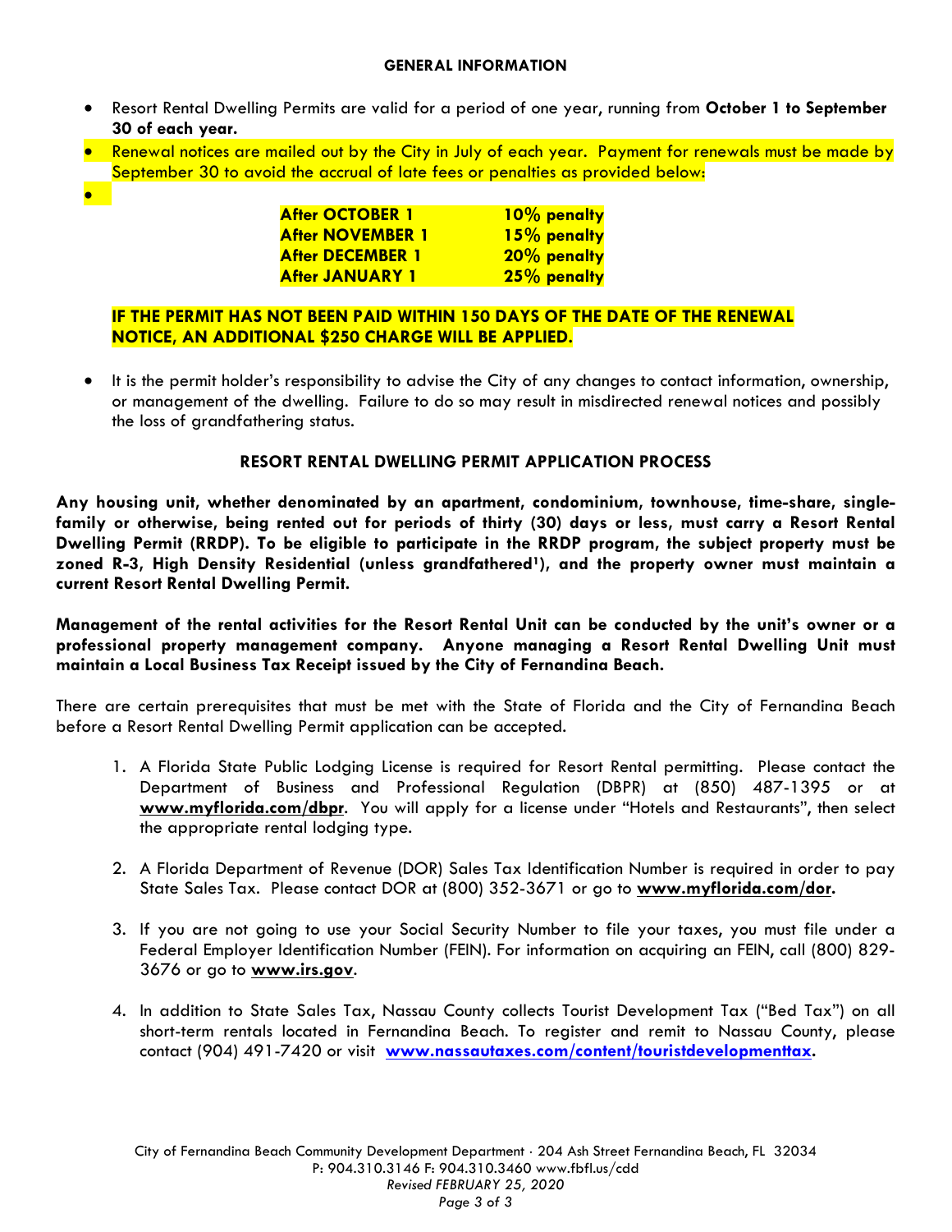**GENERAL INFORMATION**

- Resort Rental Dwelling Permits are valid for a period of one year, running from **October 1 to September 30 of each year.**
- Renewal notices are mailed out by the City in July of each year. Payment for renewals must be made by September 30 to avoid the accrual of late fees or penalties as provided below:
- 

| | |
|---|---|
| **After OCTOBER 1** | **10% penalty** |
| **After NOVEMBER 1** | **15% penalty** |
| **After DECEMBER 1** | **20% penalty** |
| **After JANUARY 1** | **25% penalty** |

**IF THE PERMIT HAS NOT BEEN PAID WITHIN 150 DAYS OF THE DATE OF THE RENEWAL NOTICE, AN ADDITIONAL $250 CHARGE WILL BE APPLIED.**

- It is the permit holder's responsibility to advise the City of any changes to contact information, ownership, or management of the dwelling. Failure to do so may result in misdirected renewal notices and possibly the loss of grandfathering status.

**RESORT RENTAL DWELLING PERMIT APPLICATION PROCESS**

**Any housing unit, whether denominated by an apartment, condominium, townhouse, time-share, single-family or otherwise, being rented out for periods of thirty (30) days or less, must carry a Resort Rental Dwelling Permit (RRDP). To be eligible to participate in the RRDP program, the subject property must be zoned R-3, High Density Residential (unless grandfathered[1]), and the property owner must maintain a current Resort Rental Dwelling Permit.**

**Management of the rental activities for the Resort Rental Unit can be conducted by the unit's owner or a professional property management company. Anyone managing a Resort Rental Dwelling Unit must maintain a Local Business Tax Receipt issued by the City of Fernandina Beach.**

There are certain prerequisites that must be met with the State of Florida and the City of Fernandina Beach before a Resort Rental Dwelling Permit application can be accepted.

1. A Florida State Public Lodging License is required for Resort Rental permitting. Please contact the Department of Business and Professional Regulation (DBPR) at (850) 487-1395 or at **www.myflorida.com/dbpr**. You will apply for a license under "Hotels and Restaurants", then select the appropriate rental lodging type.

2. A Florida Department of Revenue (DOR) Sales Tax Identification Number is required in order to pay State Sales Tax. Please contact DOR at (800) 352-3671 or go to **www.myflorida.com/dor.**

3. If you are not going to use your Social Security Number to file your taxes, you must file under a Federal Employer Identification Number (FEIN). For information on acquiring an FEIN, call (800) 829-3676 or go to **www.irs.gov**.

4. In addition to State Sales Tax, Nassau County collects Tourist Development Tax ("Bed Tax") on all short-term rentals located in Fernandina Beach. To register and remit to Nassau County, please contact (904) 491-7420 or visit **www.nassautaxes.com/content/touristdevelopmenttax.**

City of Fernandina Beach Community Development Department · 204 Ash Street Fernandina Beach, FL 32034
P: 904.310.3146 F: 904.310.3460 www.fbfl.us/cdd
*Revised FEBRUARY 25, 2020*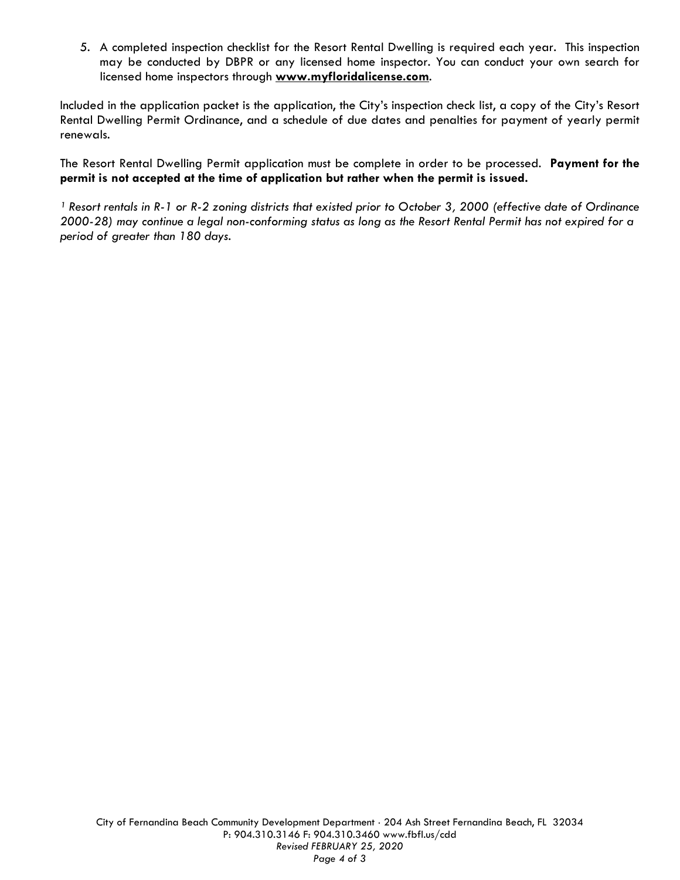5. A completed inspection checklist for the Resort Rental Dwelling is required each year. This inspection may be conducted by DBPR or any licensed home inspector. You can conduct your own search for licensed home inspectors through **www.myfloridalicense.com**.

Included in the application packet is the application, the City's inspection check list, a copy of the City's Resort Rental Dwelling Permit Ordinance, and a schedule of due dates and penalties for payment of yearly permit renewals.

The Resort Rental Dwelling Permit application must be complete in order to be processed. **Payment for the permit is not accepted at the time of application but rather when the permit is issued.**

*[1] Resort rentals in R-1 or R-2 zoning districts that existed prior to October 3, 2000 (effective date of Ordinance 2000-28) may continue a legal non-conforming status as long as the Resort Rental Permit has not expired for a period of greater than 180 days.*